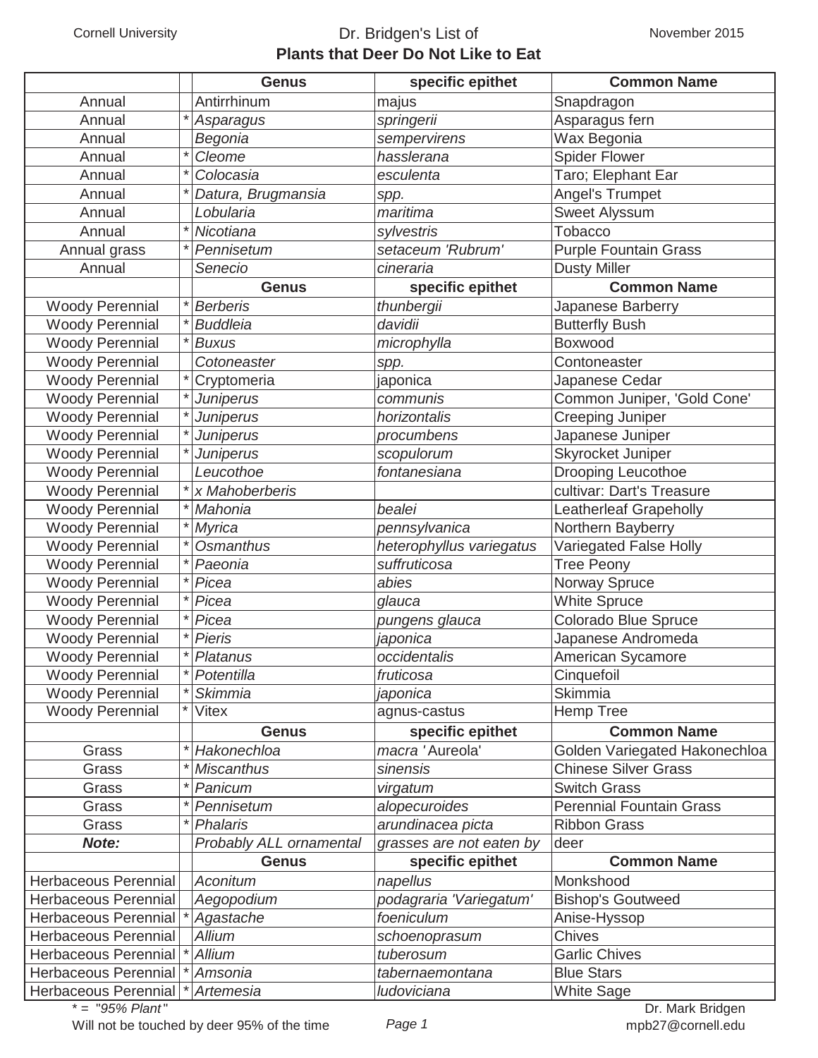Cornell University — November 2015

# Dr. Bridgen's List of Plants that Deer Do Not Like to Eat

| | | Genus | specific epithet | Common Name |
|---|---|---|---|---|
| Annual | | *Antirrhinum* | *majus* | Snapdragon |
| Annual | * | *Asparagus* | *springerii* | Asparagus fern |
| Annual | | *Begonia* | *sempervirens* | Wax Begonia |
| Annual | * | *Cleome* | *hasslerana* | Spider Flower |
| Annual | * | *Colocasia* | *esculenta* | Taro; Elephant Ear |
| Annual | * | *Datura, Brugmansia* | *spp.* | Angel's Trumpet |
| Annual | | *Lobularia* | *maritima* | Sweet Alyssum |
| Annual | * | *Nicotiana* | *sylvestris* | Tobacco |
| Annual grass | * | *Pennisetum* | *setaceum 'Rubrum'* | Purple Fountain Grass |
| Annual | | *Senecio* | *cineraria* | Dusty Miller |
| | | **Genus** | **specific epithet** | **Common Name** |
| Woody Perennial | * | *Berberis* | *thunbergii* | Japanese Barberry |
| Woody Perennial | * | *Buddleia* | *davidii* | Butterfly Bush |
| Woody Perennial | * | *Buxus* | *microphylla* | Boxwood |
| Woody Perennial | | *Cotoneaster* | *spp.* | Contoneaster |
| Woody Perennial | * | Cryptomeria | japonica | Japanese Cedar |
| Woody Perennial | * | *Juniperus* | *communis* | Common Juniper, 'Gold Cone' |
| Woody Perennial | * | *Juniperus* | *horizontalis* | Creeping Juniper |
| Woody Perennial | * | *Juniperus* | *procumbens* | Japanese Juniper |
| Woody Perennial | * | *Juniperus* | *scopulorum* | Skyrocket Juniper |
| Woody Perennial | | *Leucothoe* | *fontanesiana* | Drooping Leucothoe |
| Woody Perennial | * | *x Mahoberberis* | | cultivar: Dart's Treasure |
| Woody Perennial | * | *Mahonia* | *bealei* | Leatherleaf Grapeholly |
| Woody Perennial | * | *Myrica* | *pennsylvanica* | Northern Bayberry |
| Woody Perennial | * | *Osmanthus* | *heterophyllus variegatus* | Variegated False Holly |
| Woody Perennial | * | *Paeonia* | *suffruticosa* | Tree Peony |
| Woody Perennial | * | *Picea* | *abies* | Norway Spruce |
| Woody Perennial | * | *Picea* | *glauca* | White Spruce |
| Woody Perennial | * | *Picea* | *pungens glauca* | Colorado Blue Spruce |
| Woody Perennial | * | *Pieris* | *japonica* | Japanese Andromeda |
| Woody Perennial | * | *Platanus* | *occidentalis* | American Sycamore |
| Woody Perennial | * | *Potentilla* | *fruticosa* | Cinquefoil |
| Woody Perennial | * | *Skimmia* | *japonica* | Skimmia |
| Woody Perennial | * | Vitex | agnus-castus | Hemp Tree |
| | | **Genus** | **specific epithet** | **Common Name** |
| Grass | * | *Hakonechloa* | *macra* 'Aureola' | Golden Variegated Hakonechloa |
| Grass | * | *Miscanthus* | *sinensis* | Chinese Silver Grass |
| Grass | * | *Panicum* | *virgatum* | Switch Grass |
| Grass | * | *Pennisetum* | *alopecuroides* | Perennial Fountain Grass |
| Grass | * | *Phalaris* | *arundinacea picta* | Ribbon Grass |
| ***Note:*** | | Probably ALL ornamental | grasses are not eaten by | deer |
| | | **Genus** | **specific epithet** | **Common Name** |
| Herbaceous Perennial | | *Aconitum* | *napellus* | Monkshood |
| Herbaceous Perennial | | *Aegopodium* | *podagraria 'Variegatum'* | Bishop's Goutweed |
| Herbaceous Perennial | * | *Agastache* | *foeniculum* | Anise-Hyssop |
| Herbaceous Perennial | | *Allium* | *schoenoprasum* | Chives |
| Herbaceous Perennial | * | *Allium* | *tuberosum* | Garlic Chives |
| Herbaceous Perennial | * | *Amsonia* | *tabernaemontana* | Blue Stars |
| Herbaceous Perennial | * | *Artemesia* | *ludoviciana* | White Sage |

* = *"95% Plant"*
Will not be touched by deer 95% of the time

Dr. Mark Bridgen
mpb27@cornell.edu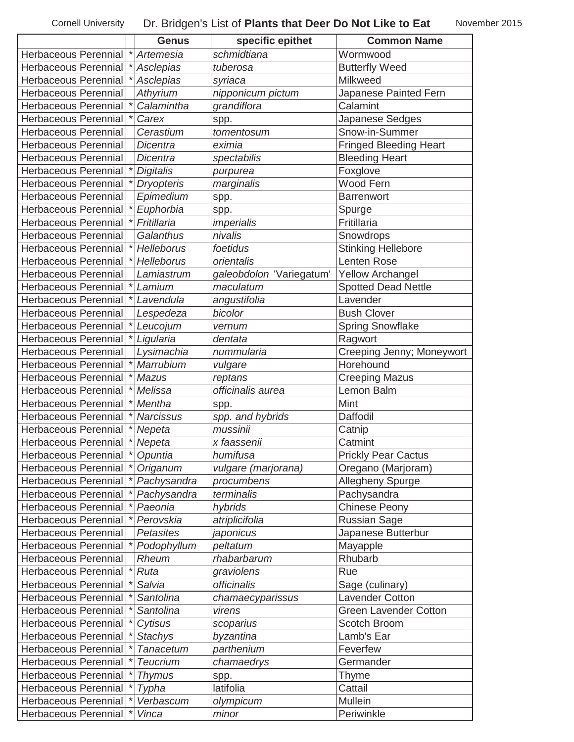Cornell University Dr. Bridgen's List of **Plants that Deer Do Not Like to Eat** November 2015

| | | Genus | specific epithet | Common Name |
|---|---|---|---|---|
| Herbaceous Perennial | * | *Artemesia* | *schmidtiana* | Wormwood |
| Herbaceous Perennial | * | *Asclepias* | *tuberosa* | Butterfly Weed |
| Herbaceous Perennial | * | *Asclepias* | *syriaca* | Milkweed |
| Herbaceous Perennial | | *Athyrium* | *nipponicum pictum* | Japanese Painted Fern |
| Herbaceous Perennial | * | *Calamintha* | *grandiflora* | Calamint |
| Herbaceous Perennial | * | *Carex* | spp. | Japanese Sedges |
| Herbaceous Perennial | | *Cerastium* | *tomentosum* | Snow-in-Summer |
| Herbaceous Perennial | | *Dicentra* | *eximia* | Fringed Bleeding Heart |
| Herbaceous Perennial | | *Dicentra* | *spectabilis* | Bleeding Heart |
| Herbaceous Perennial | * | *Digitalis* | *purpurea* | Foxglove |
| Herbaceous Perennial | * | *Dryopteris* | *marginalis* | Wood Fern |
| Herbaceous Perennial | | *Epimedium* | spp. | Barrenwort |
| Herbaceous Perennial | * | *Euphorbia* | spp. | Spurge |
| Herbaceous Perennial | * | *Fritillaria* | *imperialis* | Fritillaria |
| Herbaceous Perennial | | *Galanthus* | *nivalis* | Snowdrops |
| Herbaceous Perennial | * | *Helleborus* | *foetidus* | Stinking Hellebore |
| Herbaceous Perennial | * | *Helleborus* | *orientalis* | Lenten Rose |
| Herbaceous Perennial | | *Lamiastrum* | *galeobdolon* 'Variegatum' | Yellow Archangel |
| Herbaceous Perennial | * | *Lamium* | *maculatum* | Spotted Dead Nettle |
| Herbaceous Perennial | * | *Lavendula* | *angustifolia* | Lavender |
| Herbaceous Perennial | | *Lespedeza* | *bicolor* | Bush Clover |
| Herbaceous Perennial | * | *Leucojum* | *vernum* | Spring Snowflake |
| Herbaceous Perennial | * | *Ligularia* | *dentata* | Ragwort |
| Herbaceous Perennial | | *Lysimachia* | *nummularia* | Creeping Jenny; Moneywort |
| Herbaceous Perennial | * | *Marrubium* | *vulgare* | Horehound |
| Herbaceous Perennial | * | *Mazus* | *reptans* | Creeping Mazus |
| Herbaceous Perennial | * | *Melissa* | *officinalis aurea* | Lemon Balm |
| Herbaceous Perennial | * | *Mentha* | spp. | Mint |
| Herbaceous Perennial | * | *Narcissus* | *spp. and hybrids* | Daffodil |
| Herbaceous Perennial | * | *Nepeta* | *mussinii* | Catnip |
| Herbaceous Perennial | * | *Nepeta* | *x faassenii* | Catmint |
| Herbaceous Perennial | * | *Opuntia* | *humifusa* | Prickly Pear Cactus |
| Herbaceous Perennial | * | *Origanum* | *vulgare (marjorana)* | Oregano (Marjoram) |
| Herbaceous Perennial | * | *Pachysandra* | *procumbens* | Allegheny Spurge |
| Herbaceous Perennial | * | *Pachysandra* | *terminalis* | Pachysandra |
| Herbaceous Perennial | * | *Paeonia* | *hybrids* | Chinese Peony |
| Herbaceous Perennial | * | *Perovskia* | *atriplicifolia* | Russian Sage |
| Herbaceous Perennial | | *Petasites* | *japonicus* | Japanese Butterbur |
| Herbaceous Perennial | * | *Podophyllum* | *peltatum* | Mayapple |
| Herbaceous Perennial | | *Rheum* | *rhabarbarum* | Rhubarb |
| Herbaceous Perennial | * | *Ruta* | *graviolens* | Rue |
| Herbaceous Perennial | * | *Salvia* | *officinalis* | Sage (culinary) |
| Herbaceous Perennial | * | *Santolina* | *chamaecyparissus* | Lavender Cotton |
| Herbaceous Perennial | * | *Santolina* | *virens* | Green Lavender Cotton |
| Herbaceous Perennial | * | *Cytisus* | *scoparius* | Scotch Broom |
| Herbaceous Perennial | * | *Stachys* | *byzantina* | Lamb's Ear |
| Herbaceous Perennial | * | *Tanacetum* | *parthenium* | Feverfew |
| Herbaceous Perennial | * | *Teucrium* | *chamaedrys* | Germander |
| Herbaceous Perennial | * | *Thymus* | spp. | Thyme |
| Herbaceous Perennial | * | *Typha* | latifolia | Cattail |
| Herbaceous Perennial | * | *Verbascum* | *olympicum* | Mullein |
| Herbaceous Perennial | * | *Vinca* | *minor* | Periwinkle |